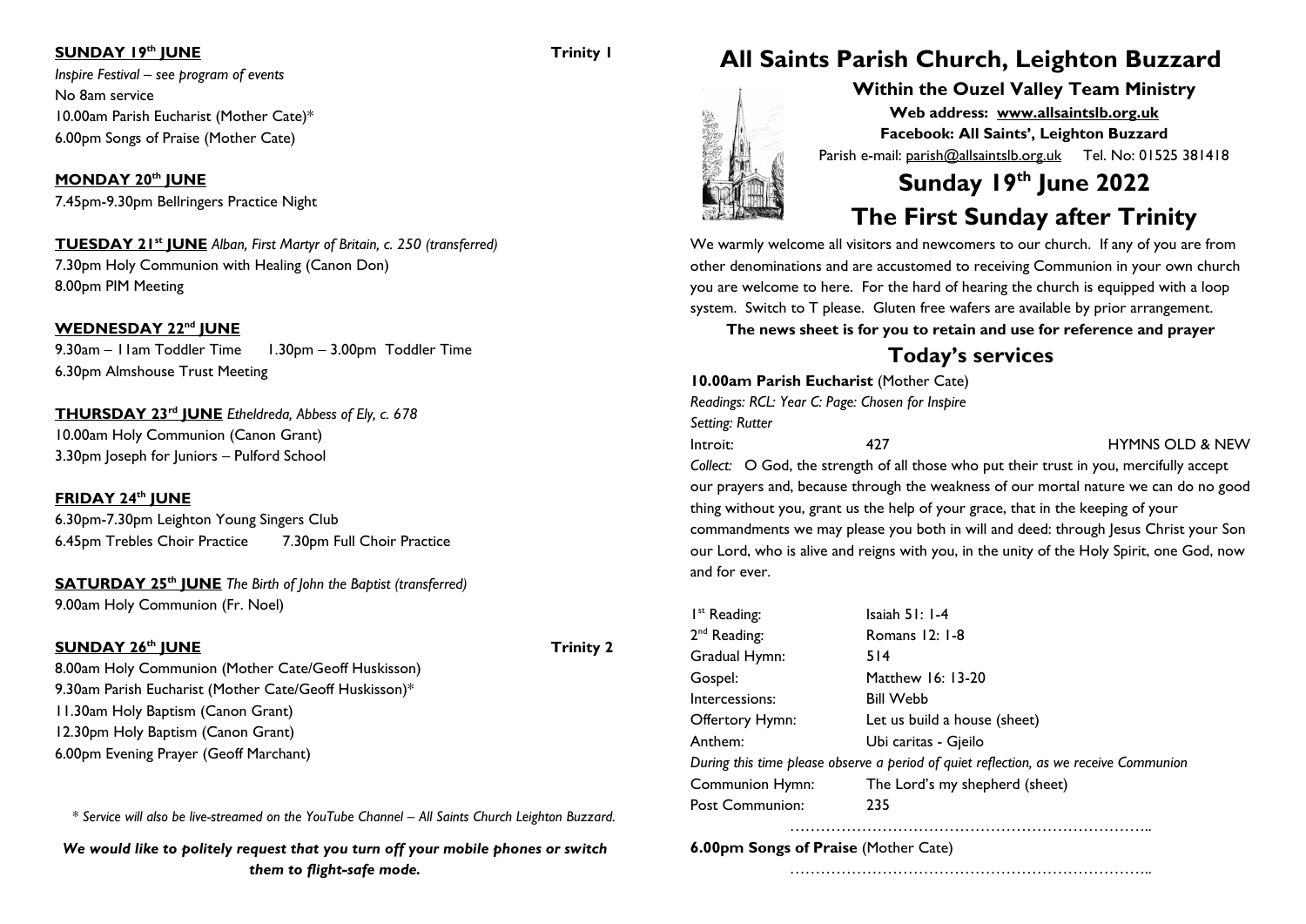**SUNDAY 19th JUNE** **Trinity 1**

*Inspire Festival – see program of events*
No 8am service
10.00am Parish Eucharist (Mother Cate)*
6.00pm Songs of Praise (Mother Cate)

**MONDAY 20th JUNE**

7.45pm-9.30pm Bellringers Practice Night

**TUESDAY 21st JUNE** *Alban, First Martyr of Britain, c. 250 (transferred)*

7.30pm Holy Communion with Healing (Canon Don)
8.00pm PIM Meeting

**WEDNESDAY 22nd JUNE**

9.30am – 11am Toddler Time 1.30pm – 3.00pm Toddler Time
6.30pm Almshouse Trust Meeting

**THURSDAY 23rd JUNE** *Etheldreda, Abbess of Ely, c. 678*

10.00am Holy Communion (Canon Grant)
3.30pm Joseph for Juniors – Pulford School

**FRIDAY 24th JUNE**

6.30pm-7.30pm Leighton Young Singers Club
6.45pm Trebles Choir Practice 7.30pm Full Choir Practice

**SATURDAY 25th JUNE** *The Birth of John the Baptist (transferred)*

9.00am Holy Communion (Fr. Noel)

**SUNDAY 26th JUNE** **Trinity 2**

8.00am Holy Communion (Mother Cate/Geoff Huskisson)
9.30am Parish Eucharist (Mother Cate/Geoff Huskisson)*
11.30am Holy Baptism (Canon Grant)
12.30pm Holy Baptism (Canon Grant)
6.00pm Evening Prayer (Geoff Marchant)

*\* Service will also be live-streamed on the YouTube Channel – All Saints Church Leighton Buzzard.*

***We would like to politely request that you turn off your mobile phones or switch them to flight-safe mode.***

# All Saints Parish Church, Leighton Buzzard

**Within the Ouzel Valley Team Ministry**

**Web address: www.allsaintslb.org.uk**

**Facebook: All Saints', Leighton Buzzard**

Parish e-mail: parish@allsaintslb.org.uk Tel. No: 01525 381418

# Sunday 19th June 2022

# The First Sunday after Trinity

We warmly welcome all visitors and newcomers to our church. If any of you are from other denominations and are accustomed to receiving Communion in your own church you are welcome to here. For the hard of hearing the church is equipped with a loop system. Switch to T please. Gluten free wafers are available by prior arrangement.

**The news sheet is for you to retain and use for reference and prayer**

## Today's services

**10.00am Parish Eucharist** (Mother Cate)
*Readings: RCL: Year C: Page: Chosen for Inspire*
*Setting: Rutter*

Introit: 427 HYMNS OLD & NEW

*Collect:* O God, the strength of all those who put their trust in you, mercifully accept our prayers and, because through the weakness of our mortal nature we can do no good thing without you, grant us the help of your grace, that in the keeping of your commandments we may please you both in will and deed: through Jesus Christ your Son our Lord, who is alive and reigns with you, in the unity of the Holy Spirit, one God, now and for ever.

1st Reading: Isaiah 51: 1-4
2nd Reading: Romans 12: 1-8
Gradual Hymn: 514
Gospel: Matthew 16: 13-20
Intercessions: Bill Webb
Offertory Hymn: Let us build a house (sheet)
Anthem: Ubi caritas - Gjeilo

*During this time please observe a period of quiet reflection, as we receive Communion*

Communion Hymn: The Lord's my shepherd (sheet)
Post Communion: 235

……………………………………………………………..

**6.00pm Songs of Praise** (Mother Cate)

……………………………………………………………..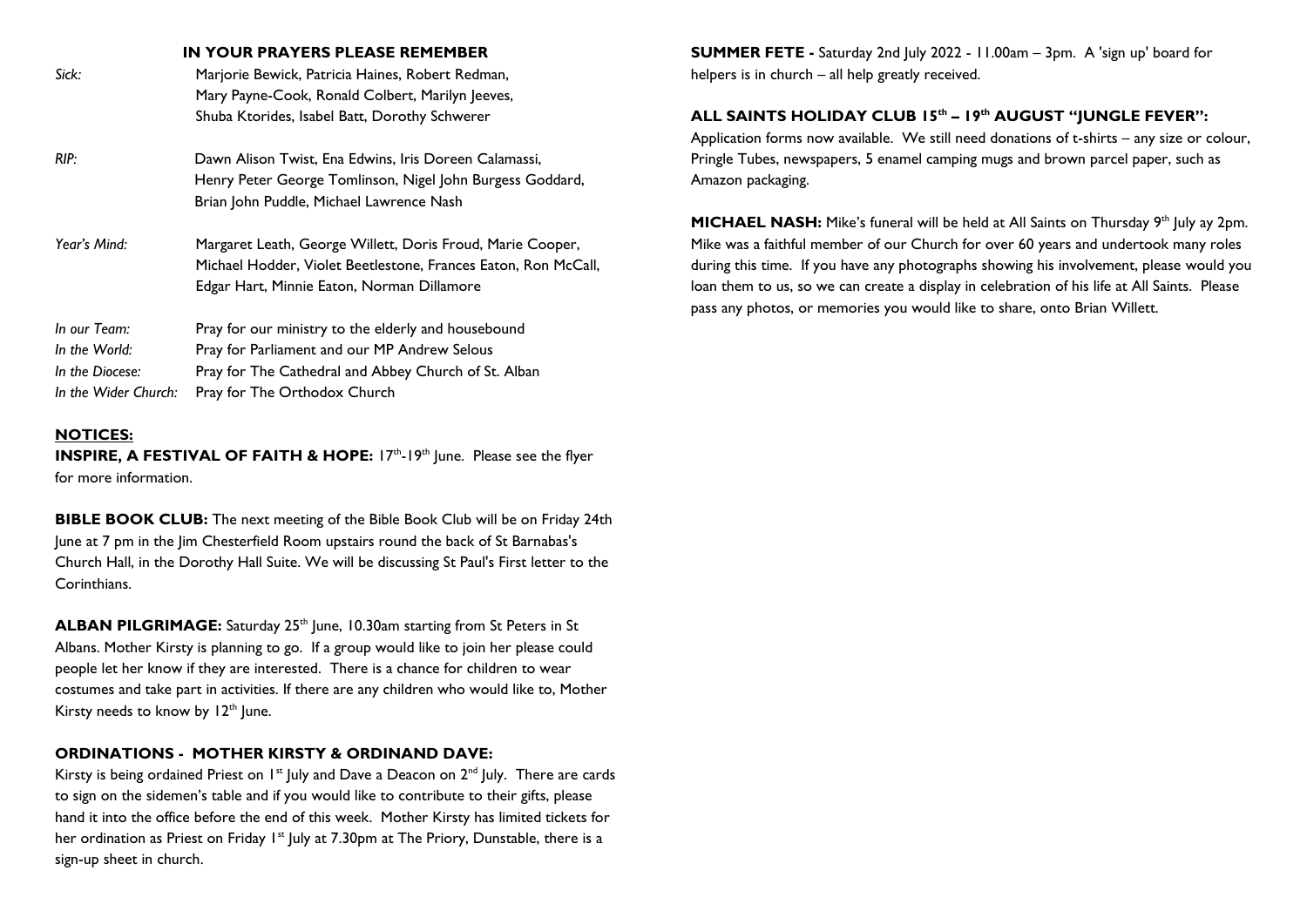### IN YOUR PRAYERS PLEASE REMEMBER

| | |
|---|---|
| *Sick:* | Marjorie Bewick, Patricia Haines, Robert Redman, Mary Payne-Cook, Ronald Colbert, Marilyn Jeeves, Shuba Ktorides, Isabel Batt, Dorothy Schwerer |
| *RIP:* | Dawn Alison Twist, Ena Edwins, Iris Doreen Calamassi, Henry Peter George Tomlinson, Nigel John Burgess Goddard, Brian John Puddle, Michael Lawrence Nash |
| *Year's Mind:* | Margaret Leath, George Willett, Doris Froud, Marie Cooper, Michael Hodder, Violet Beetlestone, Frances Eaton, Ron McCall, Edgar Hart, Minnie Eaton, Norman Dillamore |
| *In our Team:* | Pray for our ministry to the elderly and housebound |
| *In the World:* | Pray for Parliament and our MP Andrew Selous |
| *In the Diocese:* | Pray for The Cathedral and Abbey Church of St. Alban |
| *In the Wider Church:* | Pray for The Orthodox Church |

## NOTICES:

**INSPIRE, A FESTIVAL OF FAITH & HOPE:** 17th-19th June. Please see the flyer for more information.

**BIBLE BOOK CLUB:** The next meeting of the Bible Book Club will be on Friday 24th June at 7 pm in the Jim Chesterfield Room upstairs round the back of St Barnabas's Church Hall, in the Dorothy Hall Suite. We will be discussing St Paul's First letter to the Corinthians.

**ALBAN PILGRIMAGE:** Saturday 25th June, 10.30am starting from St Peters in St Albans. Mother Kirsty is planning to go. If a group would like to join her please could people let her know if they are interested. There is a chance for children to wear costumes and take part in activities. If there are any children who would like to, Mother Kirsty needs to know by 12th June.

**ORDINATIONS - MOTHER KIRSTY & ORDINAND DAVE:**
Kirsty is being ordained Priest on 1st July and Dave a Deacon on 2nd July. There are cards to sign on the sidemen's table and if you would like to contribute to their gifts, please hand it into the office before the end of this week. Mother Kirsty has limited tickets for her ordination as Priest on Friday 1st July at 7.30pm at The Priory, Dunstable, there is a sign-up sheet in church.

**SUMMER FETE -** Saturday 2nd July 2022 - 11.00am – 3pm. A 'sign up' board for helpers is in church – all help greatly received.

**ALL SAINTS HOLIDAY CLUB 15th – 19th AUGUST "JUNGLE FEVER":**
Application forms now available. We still need donations of t-shirts – any size or colour, Pringle Tubes, newspapers, 5 enamel camping mugs and brown parcel paper, such as Amazon packaging.

**MICHAEL NASH:** Mike's funeral will be held at All Saints on Thursday 9th July ay 2pm. Mike was a faithful member of our Church for over 60 years and undertook many roles during this time. If you have any photographs showing his involvement, please would you loan them to us, so we can create a display in celebration of his life at All Saints. Please pass any photos, or memories you would like to share, onto Brian Willett.